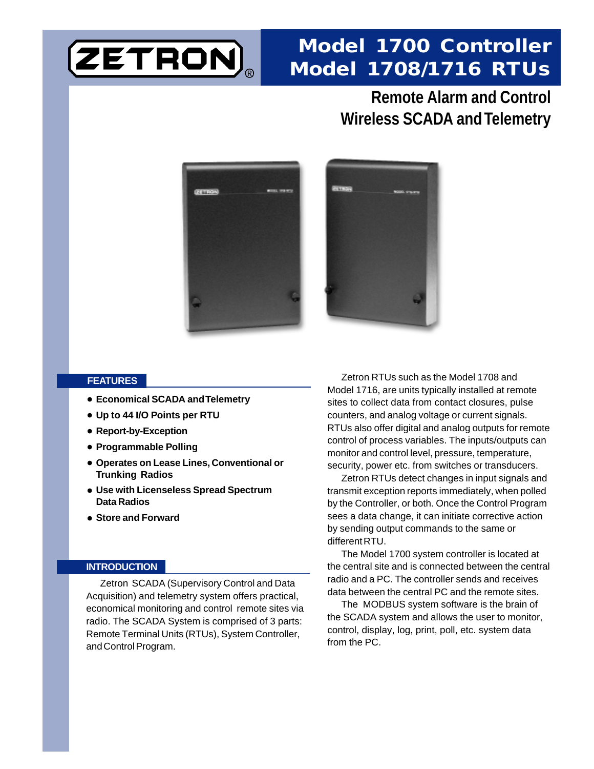ZETRON®

# Model 1700 Controller
# Model 1708/1716 RTUs

## Remote Alarm and Control
## Wireless SCADA and Telemetry

## FEATURES

- **Economical SCADA and Telemetry**
- **Up to 44 I/O Points per RTU**
- **Report-by-Exception**
- **Programmable Polling**
- **Operates on Lease Lines, Conventional or Trunking Radios**
- **Use with Licenseless Spread Spectrum Data Radios**
- **Store and Forward**

## INTRODUCTION

Zetron SCADA (Supervisory Control and Data Acquisition) and telemetry system offers practical, economical monitoring and control remote sites via radio. The SCADA System is comprised of 3 parts: Remote Terminal Units (RTUs), System Controller, and Control Program.

Zetron RTUs such as the Model 1708 and Model 1716, are units typically installed at remote sites to collect data from contact closures, pulse counters, and analog voltage or current signals. RTUs also offer digital and analog outputs for remote control of process variables. The inputs/outputs can monitor and control level, pressure, temperature, security, power etc. from switches or transducers.

Zetron RTUs detect changes in input signals and transmit exception reports immediately, when polled by the Controller, or both. Once the Control Program sees a data change, it can initiate corrective action by sending output commands to the same or different RTU.

The Model 1700 system controller is located at the central site and is connected between the central radio and a PC. The controller sends and receives data between the central PC and the remote sites.

The MODBUS system software is the brain of the SCADA system and allows the user to monitor, control, display, log, print, poll, etc. system data from the PC.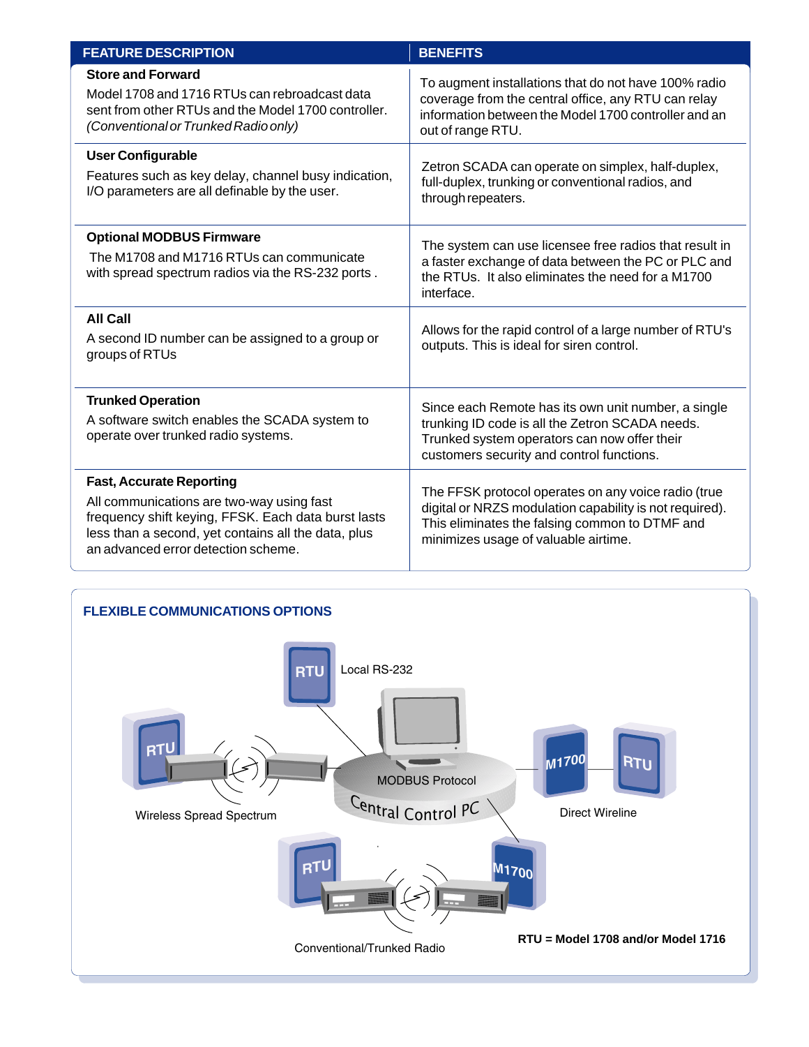| FEATURE DESCRIPTION | BENEFITS |
|---|---|
| **Store and Forward**<br>Model 1708 and 1716 RTUs can rebroadcast data sent from other RTUs and the Model 1700 controller. *(Conventional or Trunked Radio only)* | To augment installations that do not have 100% radio coverage from the central office, any RTU can relay information between the Model 1700 controller and an out of range RTU. |
| **User Configurable**<br>Features such as key delay, channel busy indication, I/O parameters are all definable by the user. | Zetron SCADA can operate on simplex, half-duplex, full-duplex, trunking or conventional radios, and through repeaters. |
| **Optional MODBUS Firmware**<br>The M1708 and M1716 RTUs can communicate with spread spectrum radios via the RS-232 ports . | The system can use licensee free radios that result in a faster exchange of data between the PC or PLC and the RTUs. It also eliminates the need for a M1700 interface. |
| **All Call**<br>A second ID number can be assigned to a group or groups of RTUs | Allows for the rapid control of a large number of RTU's outputs. This is ideal for siren control. |
| **Trunked Operation**<br>A software switch enables the SCADA system to operate over trunked radio systems. | Since each Remote has its own unit number, a single trunking ID code is all the Zetron SCADA needs. Trunked system operators can now offer their customers security and control functions. |
| **Fast, Accurate Reporting**<br>All communications are two-way using fast frequency shift keying, FFSK. Each data burst lasts less than a second, yet contains all the data, plus an advanced error detection scheme. | The FFSK protocol operates on any voice radio (true digital or NRZS modulation capability is not required). This eliminates the falsing common to DTMF and minimizes usage of valuable airtime. |

## FLEXIBLE COMMUNICATIONS OPTIONS

Local RS-232

Wireless Spread Spectrum

MODBUS Protocol

Central Control PC

Direct Wireline

Conventional/Trunked Radio

**RTU = Model 1708 and/or Model 1716**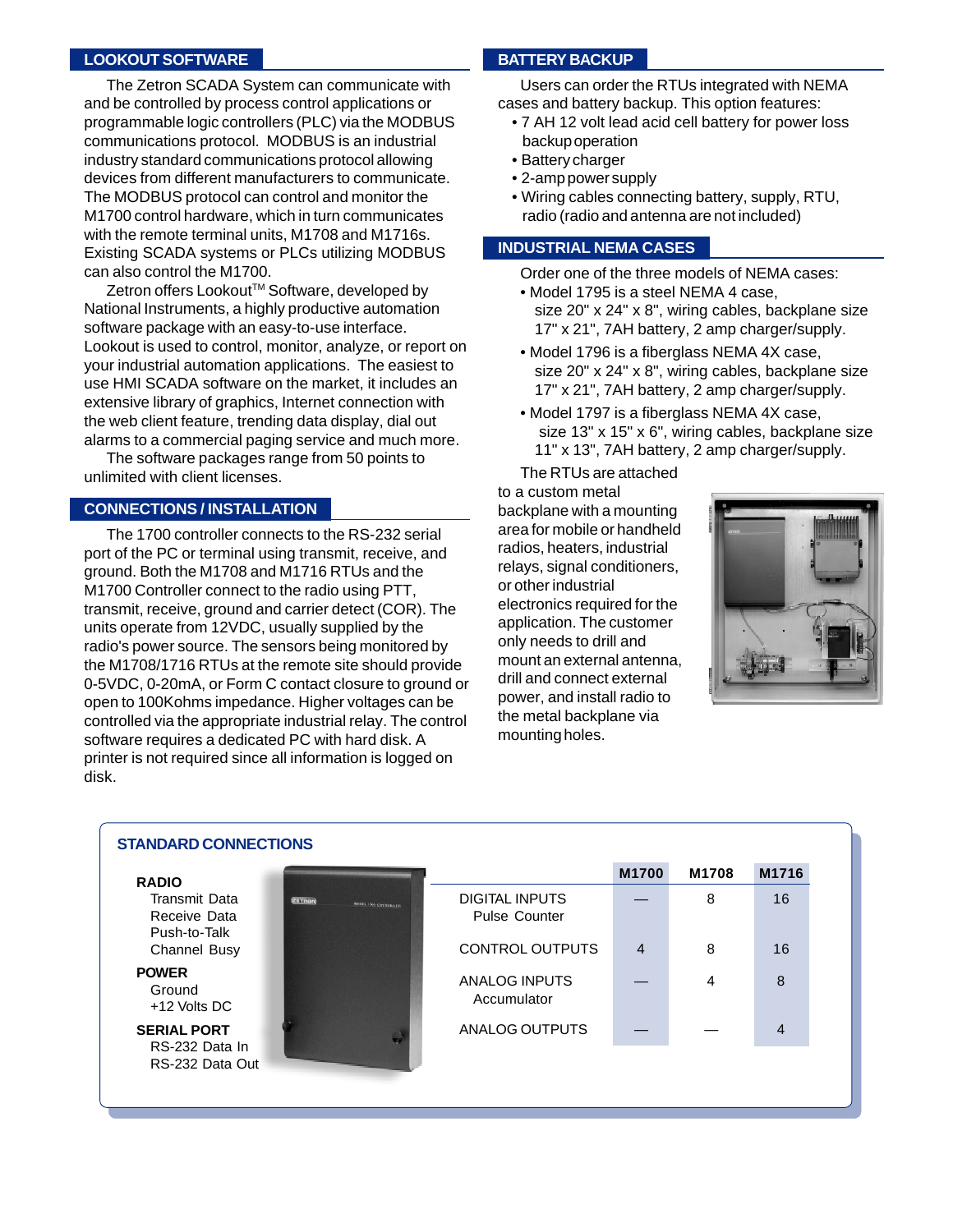## LOOKOUT SOFTWARE

The Zetron SCADA System can communicate with and be controlled by process control applications or programmable logic controllers (PLC) via the MODBUS communications protocol. MODBUS is an industrial industry standard communications protocol allowing devices from different manufacturers to communicate. The MODBUS protocol can control and monitor the M1700 control hardware, which in turn communicates with the remote terminal units, M1708 and M1716s. Existing SCADA systems or PLCs utilizing MODBUS can also control the M1700.

Zetron offers Lookout™ Software, developed by National Instruments, a highly productive automation software package with an easy-to-use interface. Lookout is used to control, monitor, analyze, or report on your industrial automation applications. The easiest to use HMI SCADA software on the market, it includes an extensive library of graphics, Internet connection with the web client feature, trending data display, dial out alarms to a commercial paging service and much more.

The software packages range from 50 points to unlimited with client licenses.

## CONNECTIONS / INSTALLATION

The 1700 controller connects to the RS-232 serial port of the PC or terminal using transmit, receive, and ground. Both the M1708 and M1716 RTUs and the M1700 Controller connect to the radio using PTT, transmit, receive, ground and carrier detect (COR). The units operate from 12VDC, usually supplied by the radio's power source. The sensors being monitored by the M1708/1716 RTUs at the remote site should provide 0-5VDC, 0-20mA, or Form C contact closure to ground or open to 100Kohms impedance. Higher voltages can be controlled via the appropriate industrial relay. The control software requires a dedicated PC with hard disk. A printer is not required since all information is logged on disk.

## BATTERY BACKUP

Users can order the RTUs integrated with NEMA cases and battery backup. This option features:

- 7 AH 12 volt lead acid cell battery for power loss backup operation
- Battery charger
- 2-amp power supply
- Wiring cables connecting battery, supply, RTU, radio (radio and antenna are not included)

## INDUSTRIAL NEMA CASES

Order one of the three models of NEMA cases:

- Model 1795 is a steel NEMA 4 case, size 20" x 24" x 8", wiring cables, backplane size 17" x 21", 7AH battery, 2 amp charger/supply.
- Model 1796 is a fiberglass NEMA 4X case, size 20" x 24" x 8", wiring cables, backplane size 17" x 21", 7AH battery, 2 amp charger/supply.
- Model 1797 is a fiberglass NEMA 4X case, size 13" x 15" x 6", wiring cables, backplane size 11" x 13", 7AH battery, 2 amp charger/supply.

The RTUs are attached to a custom metal backplane with a mounting area for mobile or handheld radios, heaters, industrial relays, signal conditioners, or other industrial electronics required for the application. The customer only needs to drill and mount an external antenna, drill and connect external power, and install radio to the metal backplane via mounting holes.

## STANDARD CONNECTIONS

**RADIO**
- Transmit Data
- Receive Data
- Push-to-Talk
- Channel Busy

**POWER**
- Ground
- +12 Volts DC

**SERIAL PORT**
- RS-232 Data In
- RS-232 Data Out

| | M1700 | M1708 | M1716 |
|---|---|---|---|
| DIGITAL INPUTS<br>Pulse Counter | — | 8 | 16 |
| CONTROL OUTPUTS | 4 | 8 | 16 |
| ANALOG INPUTS<br>Accumulator | — | 4 | 8 |
| ANALOG OUTPUTS | — | — | 4 |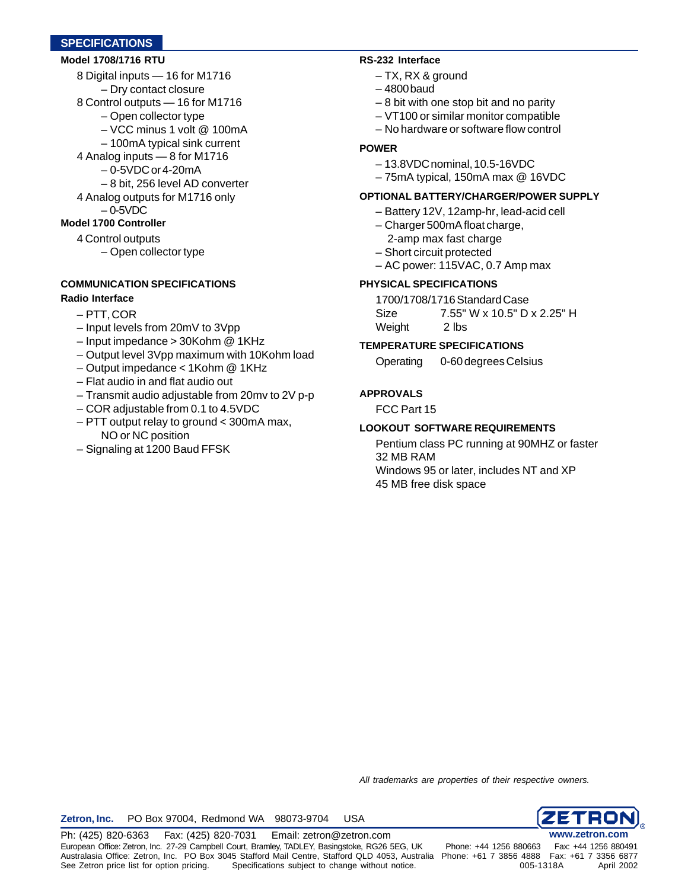## SPECIFICATIONS

### Model 1708/1716 RTU

8 Digital inputs — 16 for M1716
- Dry contact closure

8 Control outputs — 16 for M1716
- Open collector type
- VCC minus 1 volt @ 100mA
- 100mA typical sink current

4 Analog inputs — 8 for M1716
- 0-5VDC or 4-20mA
- 8 bit, 256 level AD converter

4 Analog outputs for M1716 only
- 0-5VDC

### Model 1700 Controller

4 Control outputs
- Open collector type

## COMMUNICATION SPECIFICATIONS

### Radio Interface

- PTT, COR
- Input levels from 20mV to 3Vpp
- Input impedance > 30Kohm @ 1KHz
- Output level 3Vpp maximum with 10Kohm load
- Output impedance < 1Kohm @ 1KHz
- Flat audio in and flat audio out
- Transmit audio adjustable from 20mv to 2V p-p
- COR adjustable from 0.1 to 4.5VDC
- PTT output relay to ground < 300mA max, NO or NC position
- Signaling at 1200 Baud FFSK

### RS-232 Interface

- TX, RX & ground
- 4800 baud
- 8 bit with one stop bit and no parity
- VT100 or similar monitor compatible
- No hardware or software flow control

## POWER

- 13.8VDC nominal, 10.5-16VDC
- 75mA typical, 150mA max @ 16VDC

## OPTIONAL BATTERY/CHARGER/POWER SUPPLY

- Battery 12V, 12amp-hr, lead-acid cell
- Charger 500mA float charge, 2-amp max fast charge
- Short circuit protected
- AC power: 115VAC, 0.7 Amp max

## PHYSICAL SPECIFICATIONS

1700/1708/1716 Standard Case

| | |
|---|---|
| Size | 7.55" W x 10.5" D x 2.25" H |
| Weight | 2 lbs |

## TEMPERATURE SPECIFICATIONS

Operating 0-60 degrees Celsius

## APPROVALS

FCC Part 15

## LOOKOUT SOFTWARE REQUIREMENTS

Pentium class PC running at 90MHZ or faster
32 MB RAM
Windows 95 or later, includes NT and XP
45 MB free disk space

*All trademarks are properties of their respective owners.*

**Zetron, Inc.** PO Box 97004, Redmond WA 98073-9704 USA

Ph: (425) 820-6363 Fax: (425) 820-7031 Email: zetron@zetron.com **www.zetron.com**

European Office: Zetron, Inc. 27-29 Campbell Court, Bramley, TADLEY, Basingstoke, RG26 5EG, UK Phone: +44 1256 880663 Fax: +44 1256 880491

Australasia Office: Zetron, Inc. PO Box 3045 Stafford Mail Centre, Stafford QLD 4053, Australia Phone: +61 7 3856 4888 Fax: +61 7 3356 6877

See Zetron price list for option pricing. Specifications subject to change without notice. 005-1318A April 2002